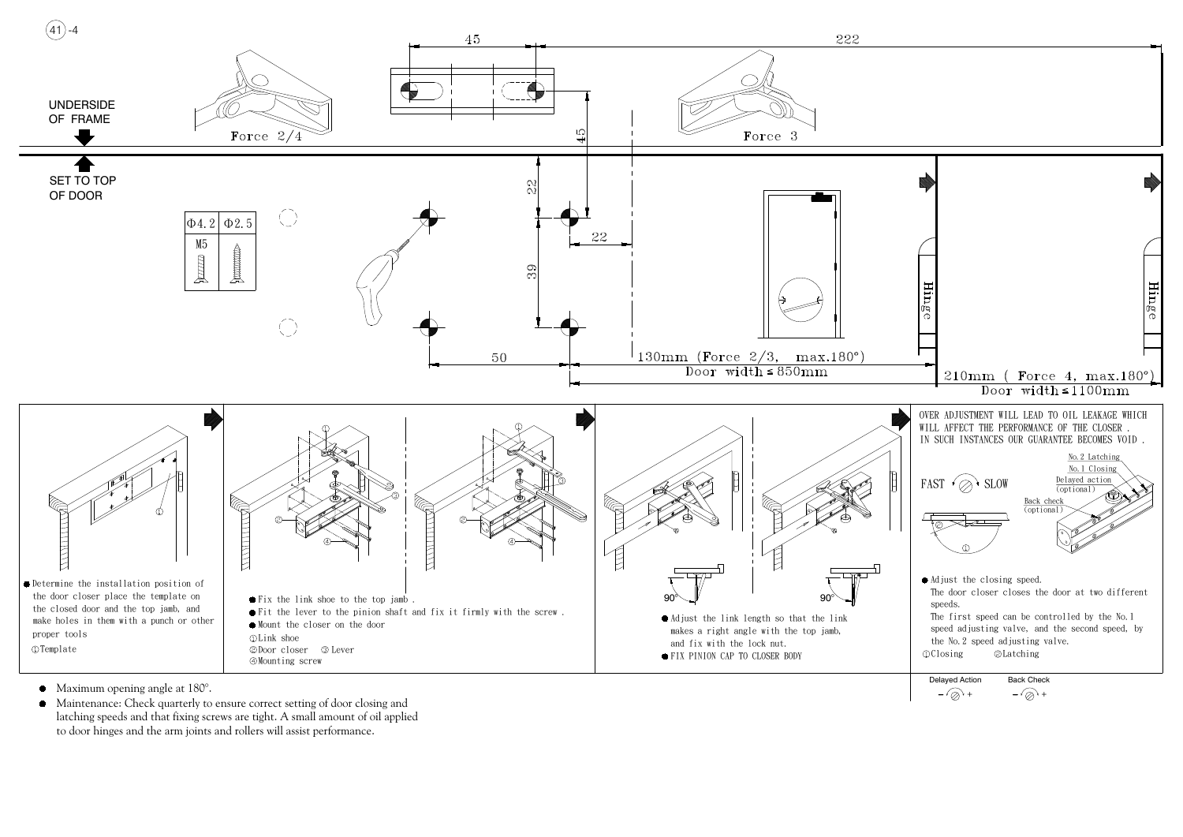UNDERSIDE OF FRAME

SET TO TOP OF DOOR

Force 2/4

Force 3

| Φ4.2 | Φ2.5 |
| --- | --- |
| M5 | |

45 222

45 22 22 39 50

130mm (Force 2/3, max.180°)
Door width ≤ 850mm

210mm ( Force 4, max.180°)
Door width ≤ 1100mm

Hinge

Hinge

- Determine the installation position of the door closer place the template on the closed door and the top jamb, and make holes in them with a punch or other proper tools

①Template

- Fix the link shoe to the top jamb .
- Fit the lever to the pinion shaft and fix it firmly with the screw .
- Mount the closer on the door

①Link shoe
②Door closer ③ Lever
④Mounting screw

90° 90°

- Adjust the link length so that the link makes a right angle with the top jamb, and fix with the lock nut.
- FIX PINION CAP TO CLOSER BODY

OVER ADJUSTMENT WILL LEAD TO OIL LEAKAGE WHICH WILL AFFECT THE PERFORMANCE OF THE CLOSER . IN SUCH INSTANCES OUR GUARANTEE BECOMES VOID .

FAST SLOW

No.2 Latching
No.1 Closing
Delayed action (optional)
Back check (optional)

- Adjust the closing speed.
  The door closer closes the door at two different speeds.
  The first speed can be controlled by the No.1 speed adjusting valve, and the second speed, by the No.2 speed adjusting valve.

①Closing ②Latching

Delayed Action − +
Back Check − +

- Maximum opening angle at 180°.
- Maintenance: Check quarterly to ensure correct setting of door closing and latching speeds and that fixing screws are tight. A small amount of oil applied to door hinges and the arm joints and rollers will assist performance.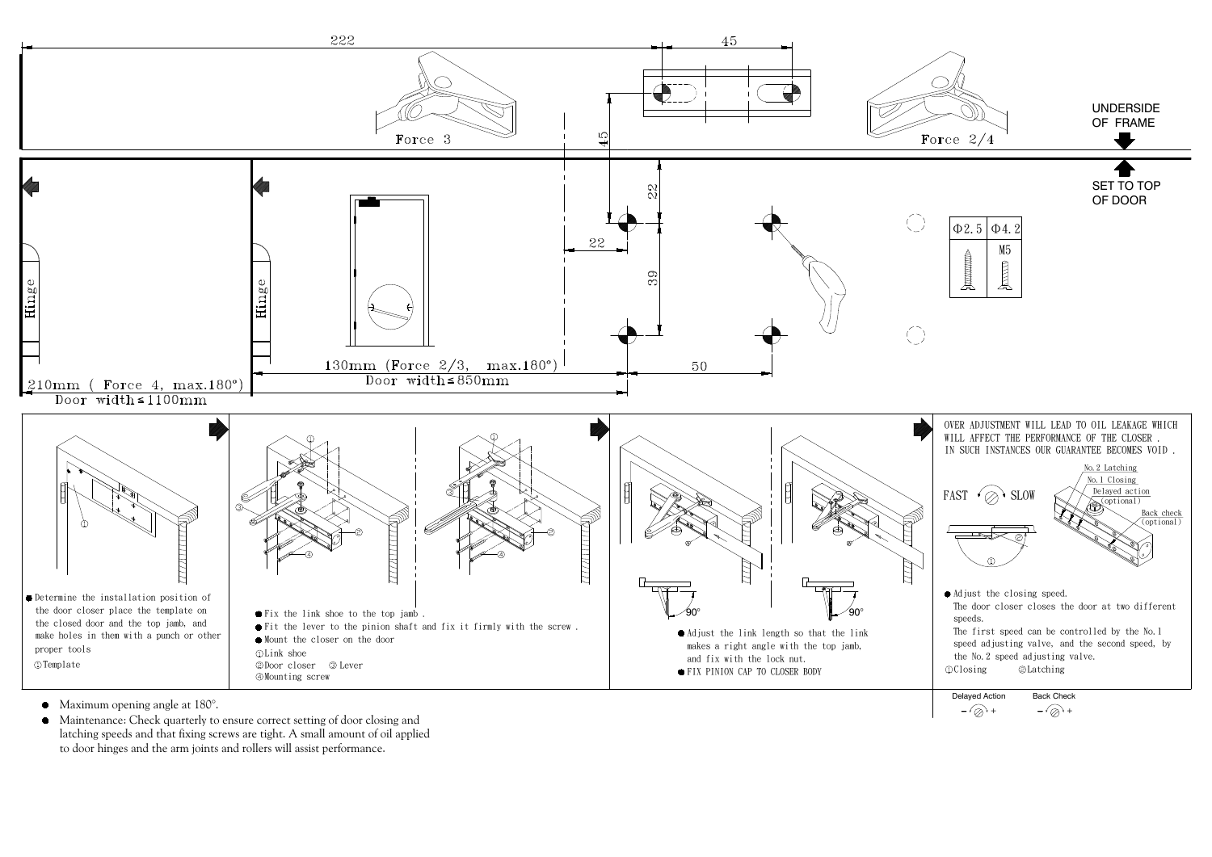222

45

Force 3

Force 2/4

UNDERSIDE OF FRAME

SET TO TOP OF DOOR

45

22

22

39

50

Φ2.5 | Φ4.2

M5

Hinge

Hinge

210mm ( Force 4, max.180°)
Door width ≤ 1100mm

130mm (Force 2/3, max.180°)
Door width ≤ 850mm

- Determine the installation position of the door closer place the template on the closed door and the top jamb, and make holes in them with a punch or other proper tools

①Template

- Fix the link shoe to the top jamb .
- Fit the lever to the pinion shaft and fix it firmly with the screw .
- Mount the closer on the door

①Link shoe
②Door closer ③ Lever
④Mounting screw

90°

90°

- Adjust the link length so that the link makes a right angle with the top jamb, and fix with the lock nut.
- FIX PINION CAP TO CLOSER BODY

OVER ADJUSTMENT WILL LEAD TO OIL LEAKAGE WHICH WILL AFFECT THE PERFORMANCE OF THE CLOSER . IN SUCH INSTANCES OUR GUARANTEE BECOMES VOID .

FAST SLOW

No.2 Latching
No.1 Closing
Delayed action (optional)
Back check (optional)

- Adjust the closing speed.
  The door closer closes the door at two different speeds.
  The first speed can be controlled by the No.1 speed adjusting valve, and the second speed, by the No.2 speed adjusting valve.

①Closing ②Latching

Delayed Action − +
Back Check − +

- Maximum opening angle at 180°.
- Maintenance: Check quarterly to ensure correct setting of door closing and latching speeds and that fixing screws are tight. A small amount of oil applied to door hinges and the arm joints and rollers will assist performance.